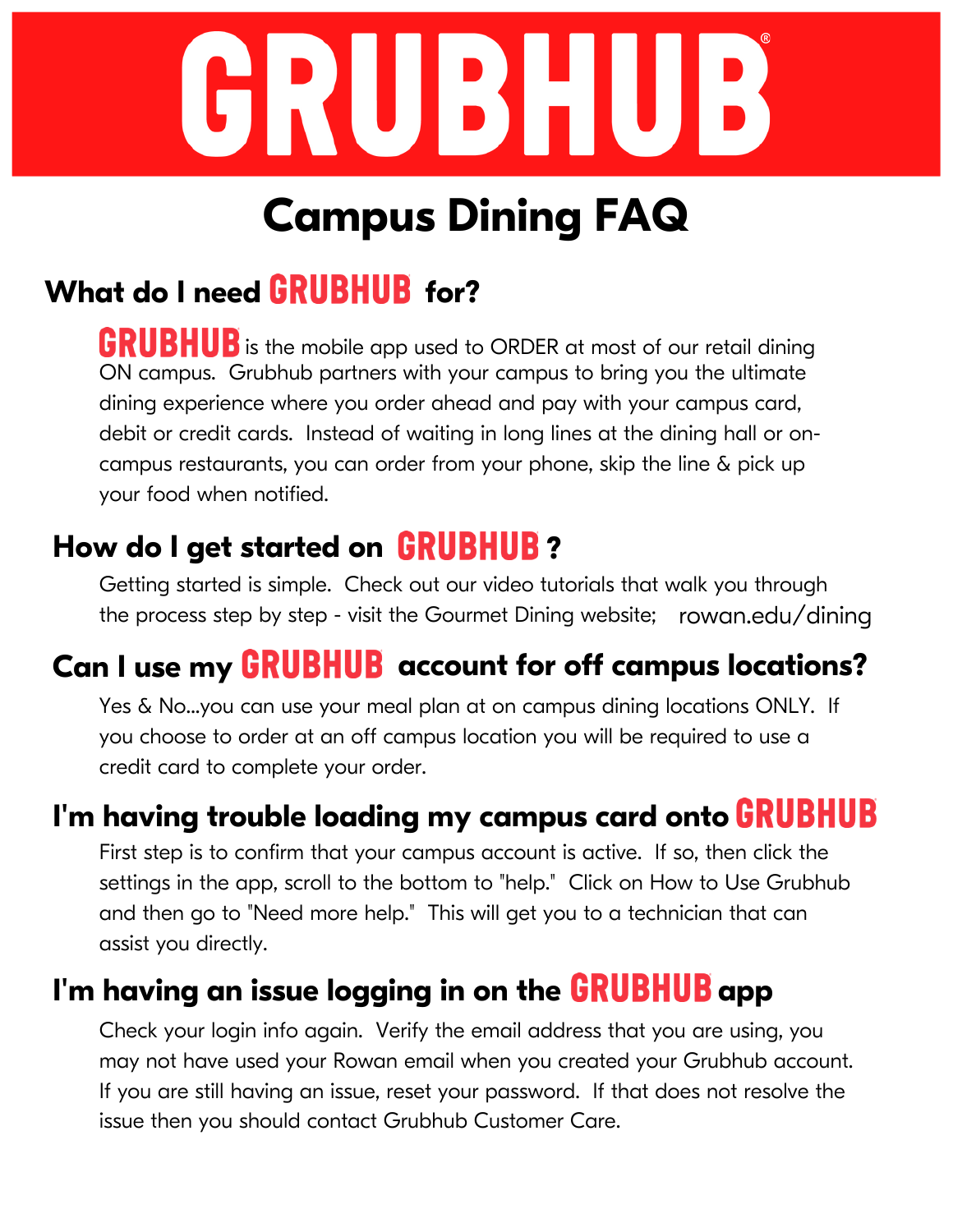# GRUBHUB

## Campus Dining FAQ

### What do I need GRUBHUB for?

GRUBHUB is the mobile app used to ORDER at most of our retail dining ON campus. Grubhub partners with your campus to bring you the ultimate dining experience where you order ahead and pay with your campus card, debit or credit cards. Instead of waiting in long lines at the dining hall or on-campus restaurants, you can order from your phone, skip the line & pick up your food when notified.

### How do I get started on GRUBHUB?

Getting started is simple. Check out our video tutorials that walk you through the process step by step - visit the Gourmet Dining website; rowan.edu/dining

### Can I use my GRUBHUB account for off campus locations?

Yes & No...you can use your meal plan at on campus dining locations ONLY. If you choose to order at an off campus location you will be required to use a credit card to complete your order.

### I'm having trouble loading my campus card onto GRUBHUB

First step is to confirm that your campus account is active. If so, then click the settings in the app, scroll to the bottom to "help." Click on How to Use Grubhub and then go to "Need more help." This will get you to a technician that can assist you directly.

### I'm having an issue logging in on the GRUBHUB app

Check your login info again. Verify the email address that you are using, you may not have used your Rowan email when you created your Grubhub account. If you are still having an issue, reset your password. If that does not resolve the issue then you should contact Grubhub Customer Care.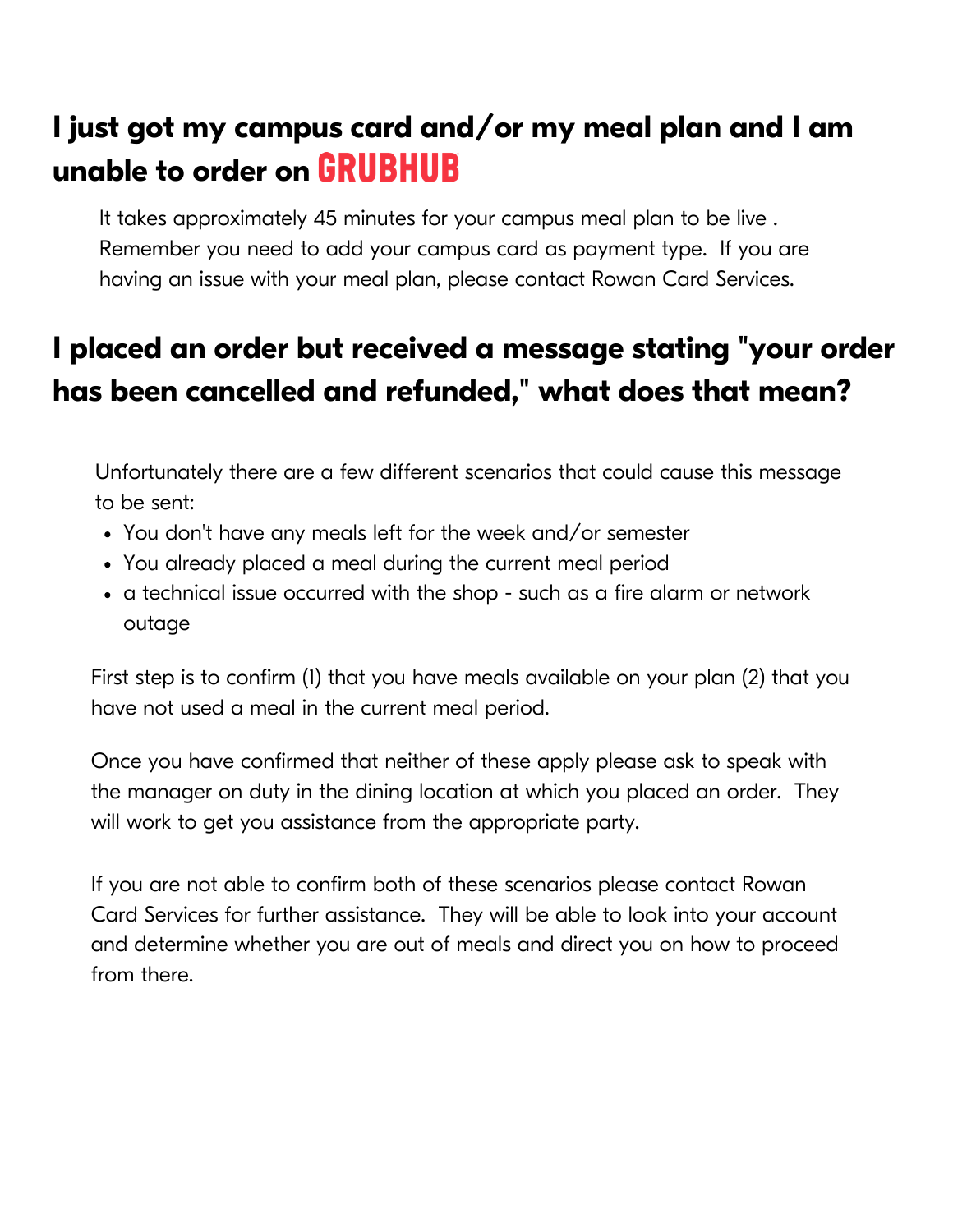## I just got my campus card and/or my meal plan and I am unable to order on GRUBHUB

It takes approximately 45 minutes for your campus meal plan to be live . Remember you need to add your campus card as payment type. If you are having an issue with your meal plan, please contact Rowan Card Services.

## I placed an order but received a message stating "your order has been cancelled and refunded," what does that mean?

Unfortunately there are a few different scenarios that could cause this message to be sent:

- You don't have any meals left for the week and/or semester
- You already placed a meal during the current meal period
- a technical issue occurred with the shop - such as a fire alarm or network outage

First step is to confirm (1) that you have meals available on your plan (2) that you have not used a meal in the current meal period.

Once you have confirmed that neither of these apply please ask to speak with the manager on duty in the dining location at which you placed an order. They will work to get you assistance from the appropriate party.

If you are not able to confirm both of these scenarios please contact Rowan Card Services for further assistance. They will be able to look into your account and determine whether you are out of meals and direct you on how to proceed from there.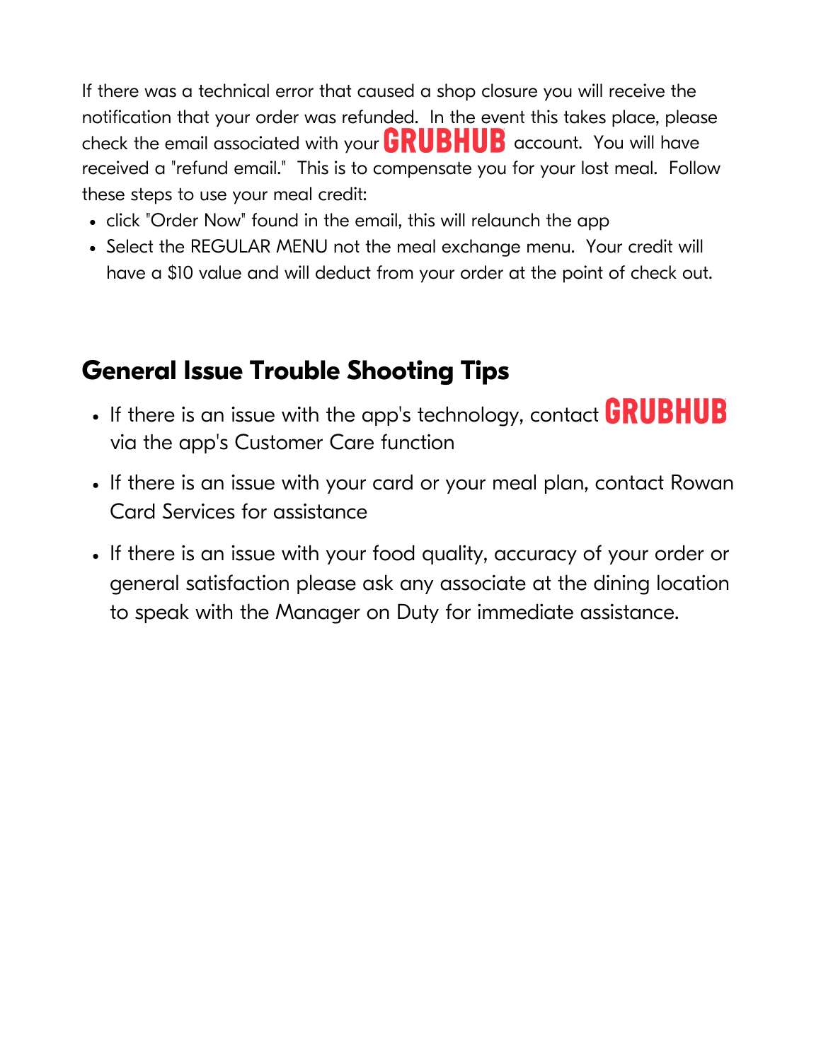If there was a technical error that caused a shop closure you will receive the notification that your order was refunded. In the event this takes place, please check the email associated with your GRUBHUB account. You will have received a "refund email." This is to compensate you for your lost meal. Follow these steps to use your meal credit:

- click "Order Now" found in the email, this will relaunch the app
- Select the REGULAR MENU not the meal exchange menu. Your credit will have a $10 value and will deduct from your order at the point of check out.

## General Issue Trouble Shooting Tips

- If there is an issue with the app's technology, contact GRUBHUB via the app's Customer Care function
- If there is an issue with your card or your meal plan, contact Rowan Card Services for assistance
- If there is an issue with your food quality, accuracy of your order or general satisfaction please ask any associate at the dining location to speak with the Manager on Duty for immediate assistance.